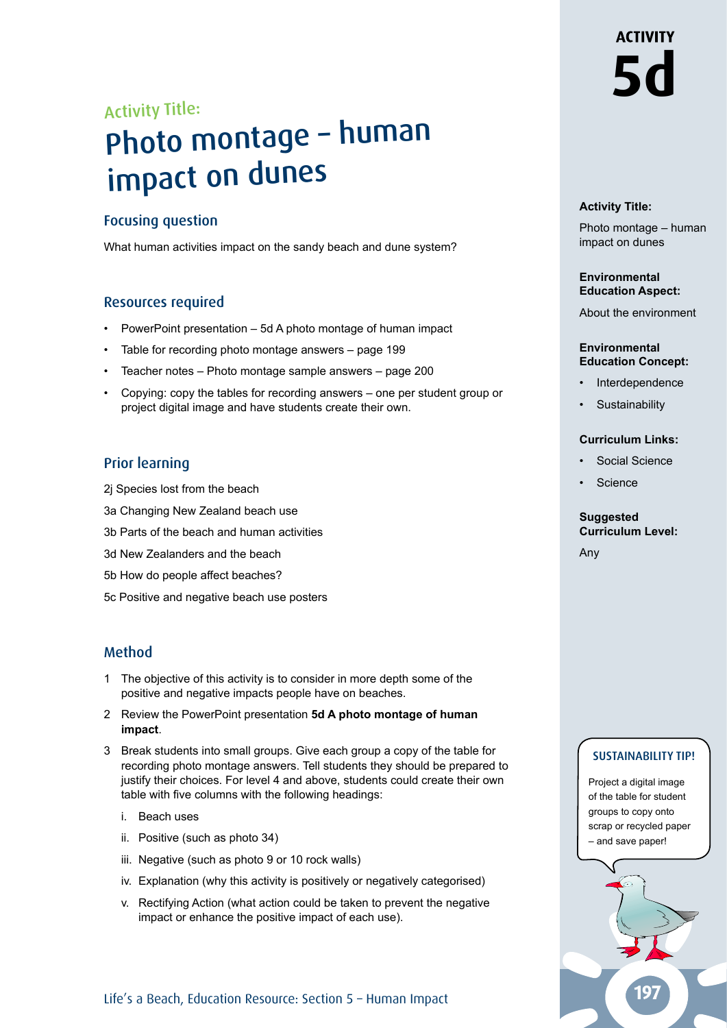# ACTIVITY 5d

Activity Title:

# Photo montage – human impact on dunes

## Focusing question

What human activities impact on the sandy beach and dune system?

## Resources required

- PowerPoint presentation – 5d A photo montage of human impact
- Table for recording photo montage answers – page 199
- Teacher notes – Photo montage sample answers – page 200
- Copying: copy the tables for recording answers – one per student group or project digital image and have students create their own.

## Prior learning

2j Species lost from the beach

3a Changing New Zealand beach use

3b Parts of the beach and human activities

3d New Zealanders and the beach

5b How do people affect beaches?

5c Positive and negative beach use posters

## Method

1 The objective of this activity is to consider in more depth some of the positive and negative impacts people have on beaches.

2 Review the PowerPoint presentation **5d A photo montage of human impact**.

3 Break students into small groups. Give each group a copy of the table for recording photo montage answers. Tell students they should be prepared to justify their choices. For level 4 and above, students could create their own table with five columns with the following headings:

   i. Beach uses

   ii. Positive (such as photo 34)

   iii. Negative (such as photo 9 or 10 rock walls)

   iv. Explanation (why this activity is positively or negatively categorised)

   v. Rectifying Action (what action could be taken to prevent the negative impact or enhance the positive impact of each use).

**Activity Title:**

Photo montage – human impact on dunes

**Environmental Education Aspect:**

About the environment

**Environmental Education Concept:**

- Interdependence
- Sustainability

**Curriculum Links:**

- Social Science
- Science

**Suggested Curriculum Level:**

Any

**SUSTAINABILITY TIP!**

Project a digital image of the table for student groups to copy onto scrap or recycled paper – and save paper!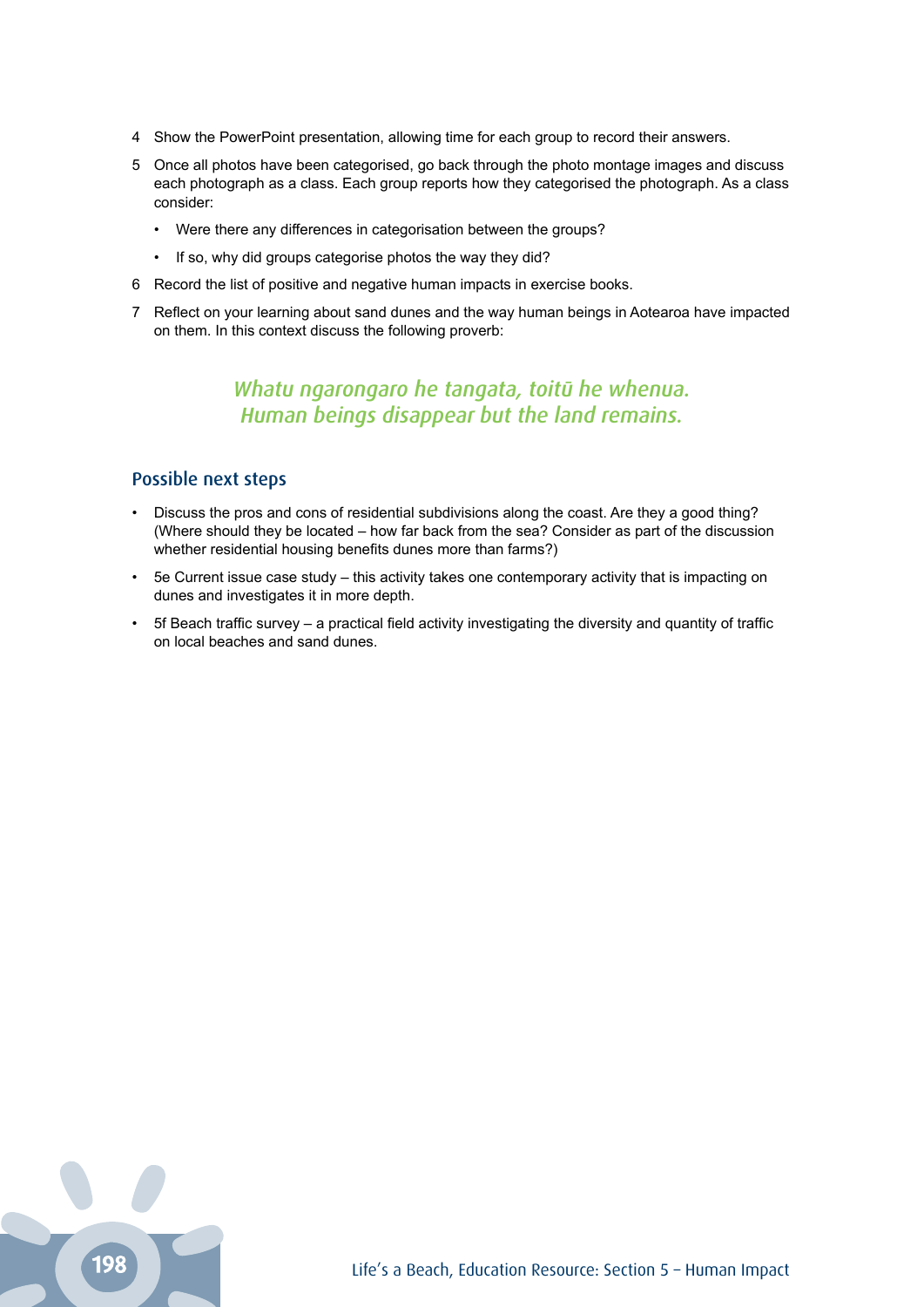4 Show the PowerPoint presentation, allowing time for each group to record their answers.

5 Once all photos have been categorised, go back through the photo montage images and discuss each photograph as a class. Each group reports how they categorised the photograph. As a class consider:

   - Were there any differences in categorisation between the groups?
   - If so, why did groups categorise photos the way they did?

6 Record the list of positive and negative human impacts in exercise books.

7 Reflect on your learning about sand dunes and the way human beings in Aotearoa have impacted on them. In this context discuss the following proverb:

*Whatu ngarongaro he tangata, toitū he whenua.*
*Human beings disappear but the land remains.*

## Possible next steps

- Discuss the pros and cons of residential subdivisions along the coast. Are they a good thing? (Where should they be located – how far back from the sea? Consider as part of the discussion whether residential housing benefits dunes more than farms?)
- 5e Current issue case study – this activity takes one contemporary activity that is impacting on dunes and investigates it in more depth.
- 5f Beach traffic survey – a practical field activity investigating the diversity and quantity of traffic on local beaches and sand dunes.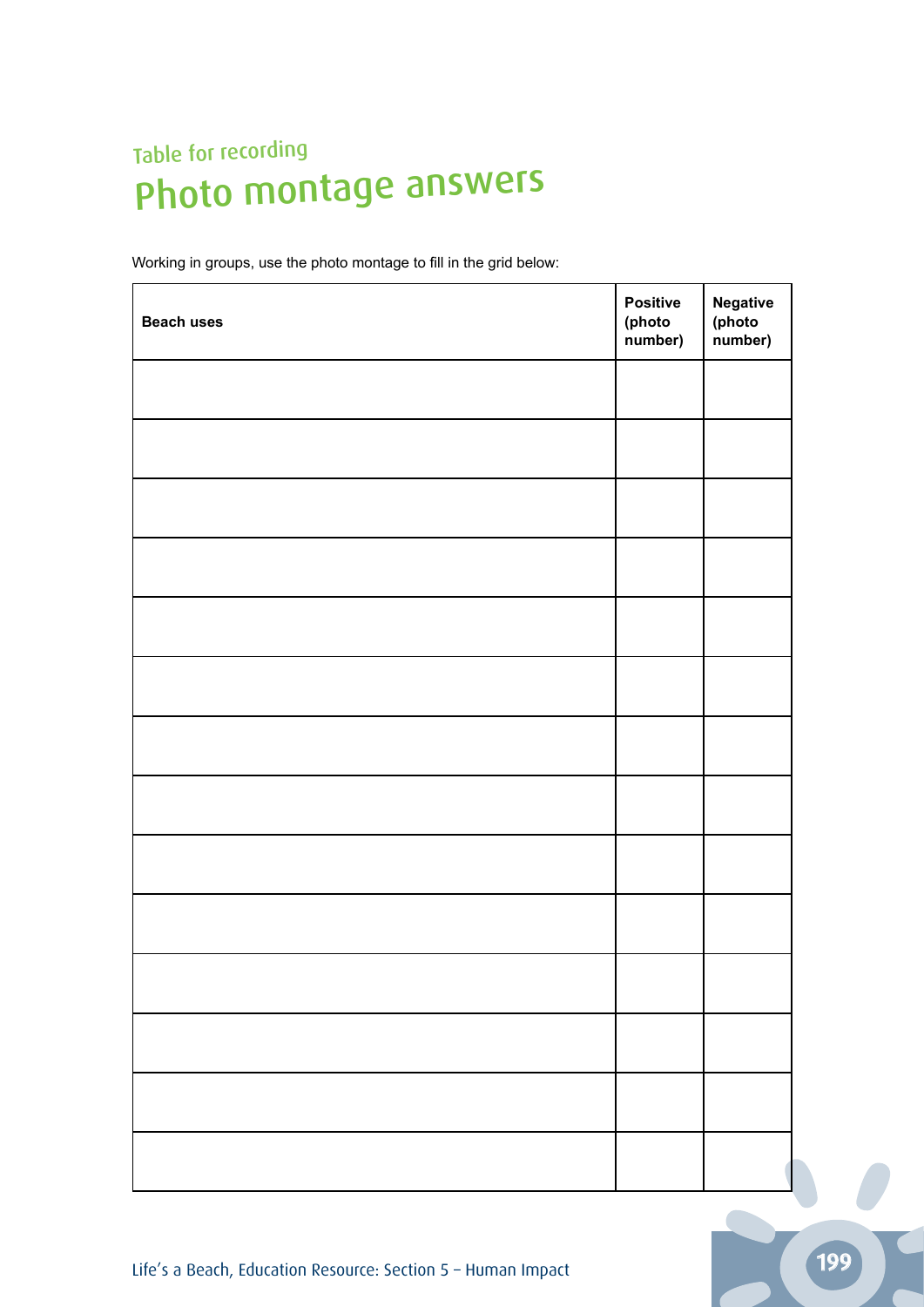Table for recording

# Photo montage answers

Working in groups, use the photo montage to fill in the grid below:

| **Beach uses** | **Positive (photo number)** | **Negative (photo number)** |
|---|---|---|
| | | |
| | | |
| | | |
| | | |
| | | |
| | | |
| | | |
| | | |
| | | |
| | | |
| | | |
| | | |
| | | |
| | | |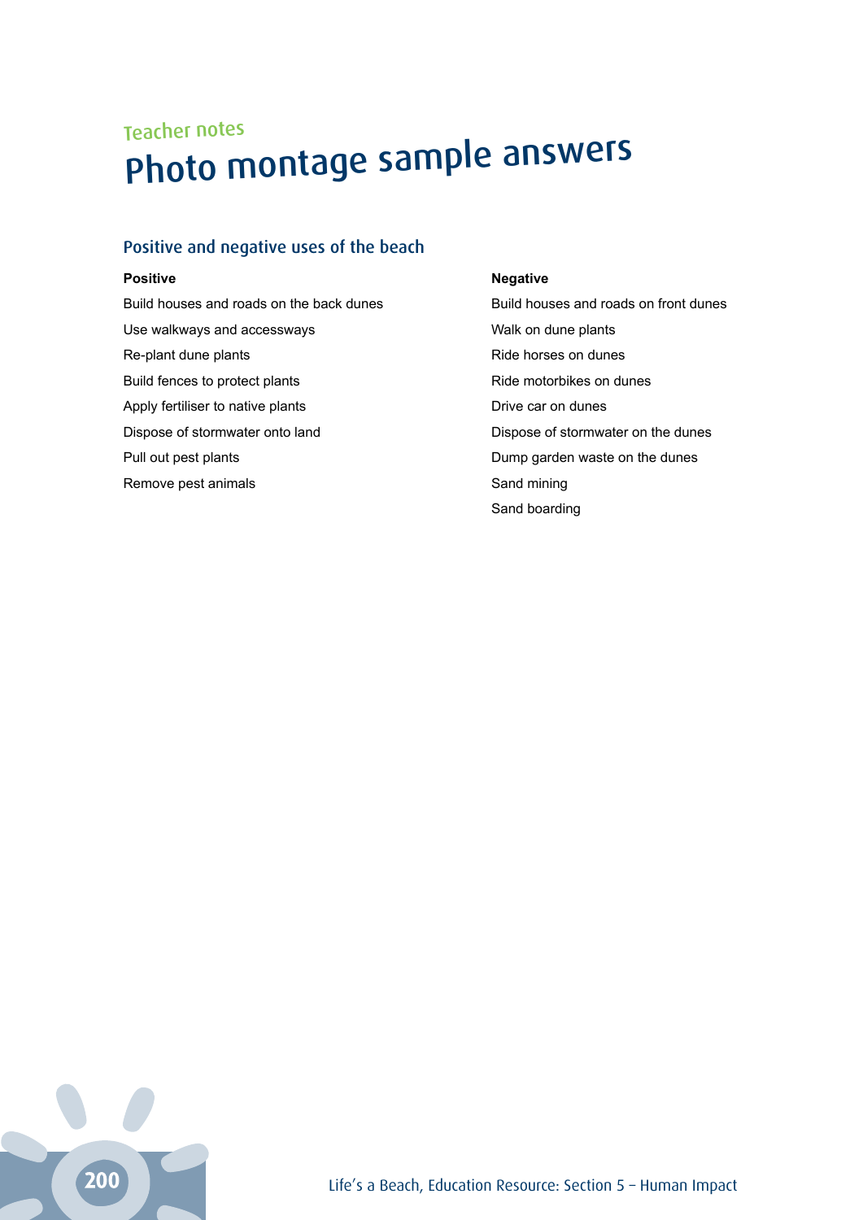Teacher notes

# Photo montage sample answers

## Positive and negative uses of the beach

**Positive**

Build houses and roads on the back dunes

Use walkways and accessways

Re-plant dune plants

Build fences to protect plants

Apply fertiliser to native plants

Dispose of stormwater onto land

Pull out pest plants

Remove pest animals

**Negative**

Build houses and roads on front dunes

Walk on dune plants

Ride horses on dunes

Ride motorbikes on dunes

Drive car on dunes

Dispose of stormwater on the dunes

Dump garden waste on the dunes

Sand mining

Sand boarding